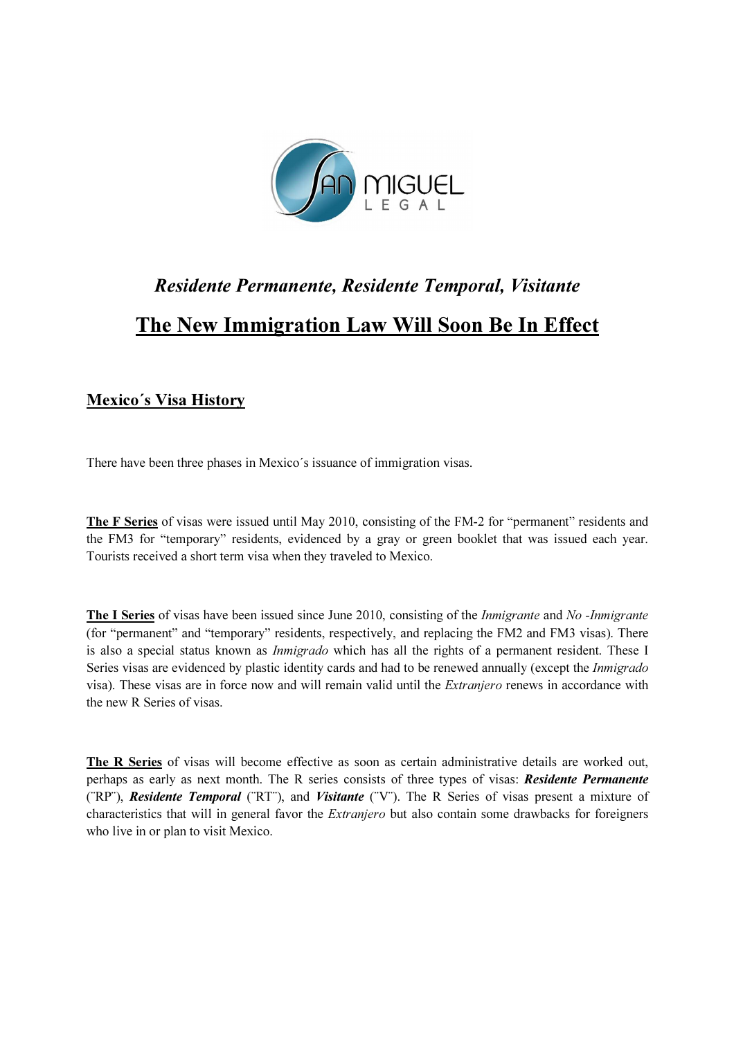## *Residente Permanente, Residente Temporal, Visitante*

# The New Immigration Law Will Soon Be In Effect

## Mexico´s Visa History

There have been three phases in Mexico´s issuance of immigration visas.

**The F Series** of visas were issued until May 2010, consisting of the FM-2 for "permanent" residents and the FM3 for "temporary" residents, evidenced by a gray or green booklet that was issued each year. Tourists received a short term visa when they traveled to Mexico.

**The I Series** of visas have been issued since June 2010, consisting of the *Inmigrante* and *No -Inmigrante* (for "permanent" and "temporary" residents, respectively, and replacing the FM2 and FM3 visas). There is also a special status known as *Inmigrado* which has all the rights of a permanent resident. These I Series visas are evidenced by plastic identity cards and had to be renewed annually (except the *Inmigrado* visa). These visas are in force now and will remain valid until the *Extranjero* renews in accordance with the new R Series of visas.

**The R Series** of visas will become effective as soon as certain administrative details are worked out, perhaps as early as next month. The R series consists of three types of visas: ***Residente Permanente*** (¨RP¨), ***Residente Temporal*** (¨RT¨), and ***Visitante*** (¨V¨). The R Series of visas present a mixture of characteristics that will in general favor the *Extranjero* but also contain some drawbacks for foreigners who live in or plan to visit Mexico.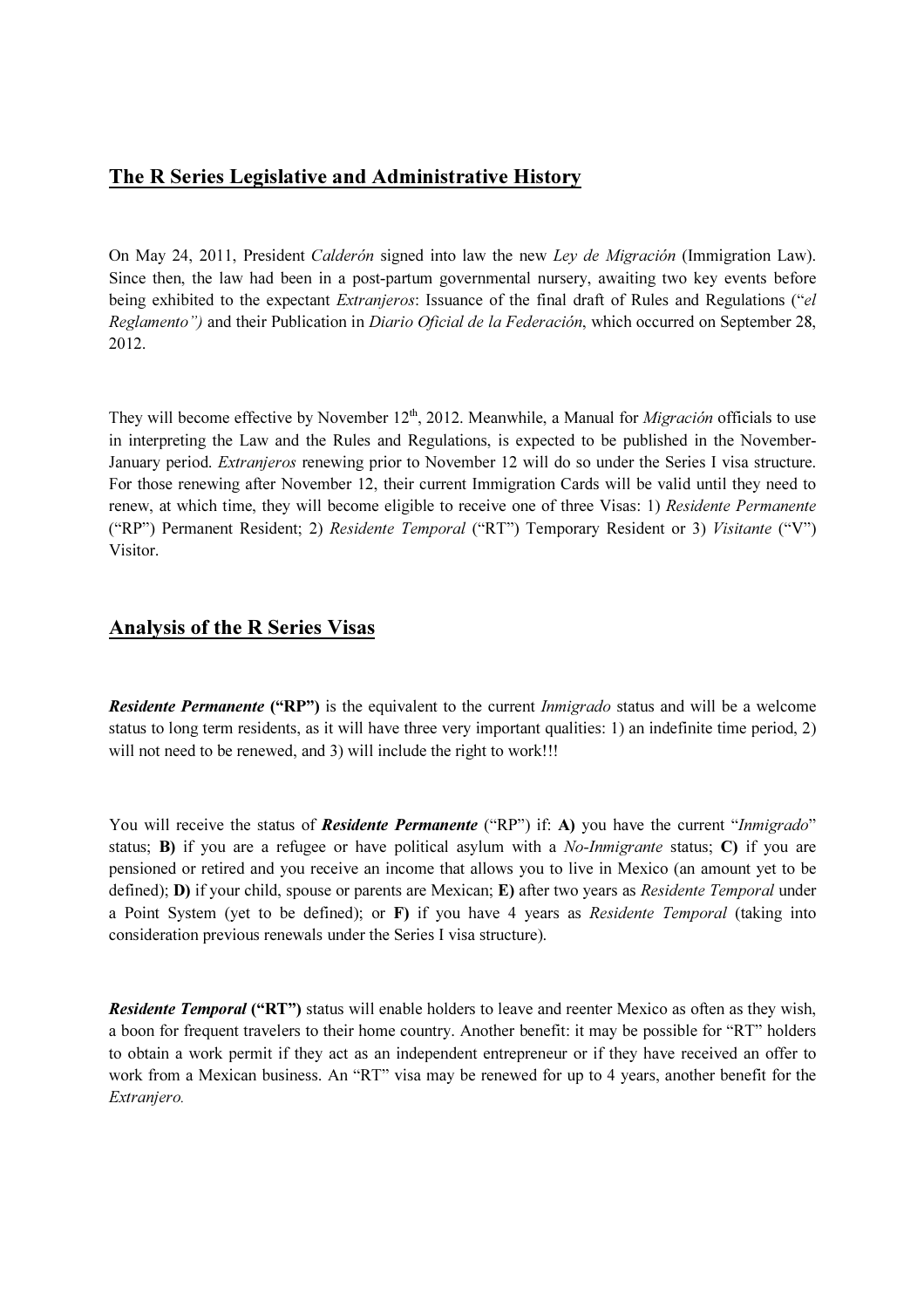## The R Series Legislative and Administrative History

On May 24, 2011, President *Calderón* signed into law the new *Ley de Migración* (Immigration Law). Since then, the law had been in a post-partum governmental nursery, awaiting two key events before being exhibited to the expectant *Extranjeros*: Issuance of the final draft of Rules and Regulations ("*el Reglamento")* and their Publication in *Diario Oficial de la Federación*, which occurred on September 28, 2012.

They will become effective by November 12th, 2012. Meanwhile, a Manual for *Migración* officials to use in interpreting the Law and the Rules and Regulations, is expected to be published in the November-January period. *Extranjeros* renewing prior to November 12 will do so under the Series I visa structure. For those renewing after November 12, their current Immigration Cards will be valid until they need to renew, at which time, they will become eligible to receive one of three Visas: 1) *Residente Permanente* ("RP") Permanent Resident; 2) *Residente Temporal* ("RT") Temporary Resident or 3) *Visitante* ("V") Visitor.

## Analysis of the R Series Visas

***Residente Permanente*** **("RP")** is the equivalent to the current *Inmigrado* status and will be a welcome status to long term residents, as it will have three very important qualities: 1) an indefinite time period, 2) will not need to be renewed, and 3) will include the right to work!!!

You will receive the status of ***Residente Permanente*** ("RP") if: **A)** you have the current "*Inmigrado*" status; **B)** if you are a refugee or have political asylum with a *No-Inmigrante* status; **C)** if you are pensioned or retired and you receive an income that allows you to live in Mexico (an amount yet to be defined); **D)** if your child, spouse or parents are Mexican; **E)** after two years as *Residente Temporal* under a Point System (yet to be defined); or **F)** if you have 4 years as *Residente Temporal* (taking into consideration previous renewals under the Series I visa structure).

***Residente Temporal*** **("RT")** status will enable holders to leave and reenter Mexico as often as they wish, a boon for frequent travelers to their home country. Another benefit: it may be possible for "RT" holders to obtain a work permit if they act as an independent entrepreneur or if they have received an offer to work from a Mexican business. An "RT" visa may be renewed for up to 4 years, another benefit for the *Extranjero*.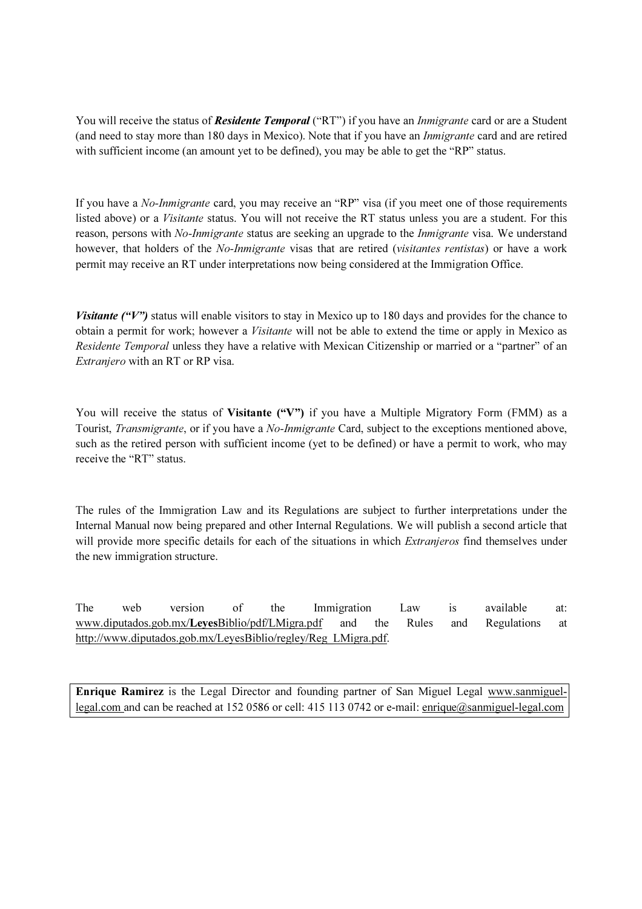You will receive the status of ***Residente Temporal*** ("RT") if you have an *Inmigrante* card or are a Student (and need to stay more than 180 days in Mexico). Note that if you have an *Inmigrante* card and are retired with sufficient income (an amount yet to be defined), you may be able to get the "RP" status.

If you have a *No-Inmigrante* card, you may receive an "RP" visa (if you meet one of those requirements listed above) or a *Visitante* status. You will not receive the RT status unless you are a student. For this reason, persons with *No-Inmigrante* status are seeking an upgrade to the *Inmigrante* visa. We understand however, that holders of the *No-Inmigrante* visas that are retired (*visitantes rentistas*) or have a work permit may receive an RT under interpretations now being considered at the Immigration Office.

***Visitante ("V")*** status will enable visitors to stay in Mexico up to 180 days and provides for the chance to obtain a permit for work; however a *Visitante* will not be able to extend the time or apply in Mexico as *Residente Temporal* unless they have a relative with Mexican Citizenship or married or a "partner" of an *Extranjero* with an RT or RP visa.

You will receive the status of **Visitante ("V")** if you have a Multiple Migratory Form (FMM) as a Tourist, *Transmigrante*, or if you have a *No-Inmigrante* Card, subject to the exceptions mentioned above, such as the retired person with sufficient income (yet to be defined) or have a permit to work, who may receive the "RT" status.

The rules of the Immigration Law and its Regulations are subject to further interpretations under the Internal Manual now being prepared and other Internal Regulations. We will publish a second article that will provide more specific details for each of the situations in which *Extranjeros* find themselves under the new immigration structure.

The web version of the Immigration Law is available at: www.diputados.gob.mx/**Leyes**Biblio/pdf/LMigra.pdf and the Rules and Regulations at http://www.diputados.gob.mx/LeyesBiblio/regley/Reg_LMigra.pdf.

**Enrique Ramirez** is the Legal Director and founding partner of San Miguel Legal www.sanmiguel-legal.com and can be reached at 152 0586 or cell: 415 113 0742 or e-mail: enrique@sanmiguel-legal.com